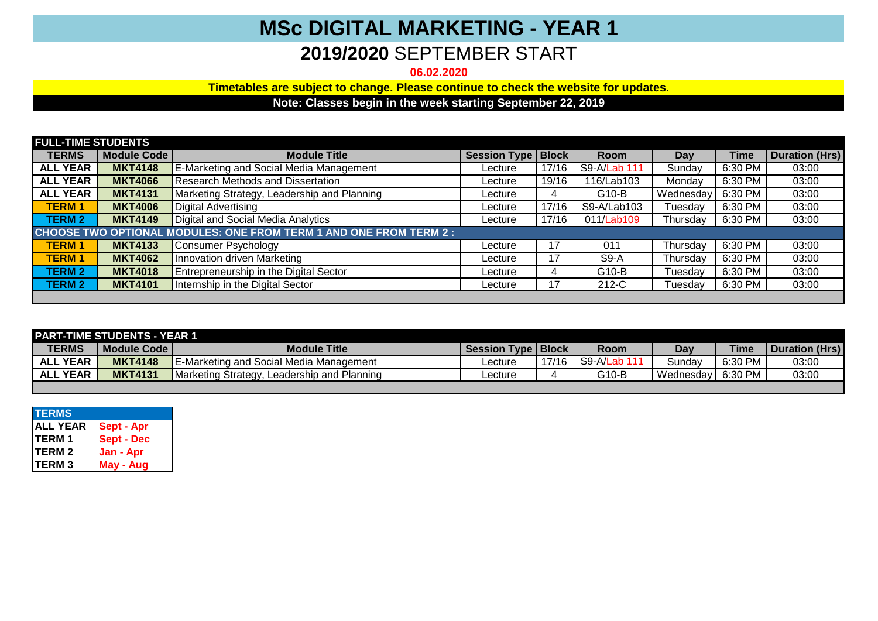# MSc DIGITAL MARKETING - YEAR 1

## **2019/2020** SEPTEMBER START

**06.02.2020**

**Timetables are subject to change. Please continue to check the website for updates.**

**Note: Classes begin in the week starting September 22, 2019**

**FULL-TIME STUDENTS**

| TERMS | Module Code | Module Title | Session Type | Block | Room | Day | Time | Duration (Hrs) |
|---|---|---|---|---|---|---|---|---|
| ALL YEAR | MKT4148 | E-Marketing and Social Media Management | Lecture | 17/16 | S9-A/Lab 111 | Sunday | 6:30 PM | 03:00 |
| ALL YEAR | MKT4066 | Research Methods and Dissertation | Lecture | 19/16 | 116/Lab103 | Monday | 6:30 PM | 03:00 |
| ALL YEAR | MKT4131 | Marketing Strategy, Leadership and Planning | Lecture | 4 | G10-B | Wednesday | 6:30 PM | 03:00 |
| TERM 1 | MKT4006 | Digital Advertising | Lecture | 17/16 | S9-A/Lab103 | Tuesday | 6:30 PM | 03:00 |
| TERM 2 | MKT4149 | Digital and Social Media Analytics | Lecture | 17/16 | 011/Lab109 | Thursday | 6:30 PM | 03:00 |
| **CHOOSE TWO OPTIONAL MODULES: ONE FROM TERM 1 AND ONE FROM TERM 2 :** | | | | | | | | |
| TERM 1 | MKT4133 | Consumer Psychology | Lecture | 17 | 011 | Thursday | 6:30 PM | 03:00 |
| TERM 1 | MKT4062 | Innovation driven Marketing | Lecture | 17 | S9-A | Thursday | 6:30 PM | 03:00 |
| TERM 2 | MKT4018 | Entrepreneurship in the Digital Sector | Lecture | 4 | G10-B | Tuesday | 6:30 PM | 03:00 |
| TERM 2 | MKT4101 | Internship in the Digital Sector | Lecture | 17 | 212-C | Tuesday | 6:30 PM | 03:00 |

**PART-TIME STUDENTS - YEAR 1**

| TERMS | Module Code | Module Title | Session Type | Block | Room | Day | Time | Duration (Hrs) |
|---|---|---|---|---|---|---|---|---|
| ALL YEAR | MKT4148 | E-Marketing and Social Media Management | Lecture | 17/16 | S9-A/Lab 111 | Sunday | 6:30 PM | 03:00 |
| ALL YEAR | MKT4131 | Marketing Strategy, Leadership and Planning | Lecture | 4 | G10-B | Wednesday | 6:30 PM | 03:00 |

| TERMS | |
|---|---|
| ALL YEAR | Sept - Apr |
| TERM 1 | Sept - Dec |
| TERM 2 | Jan - Apr |
| TERM 3 | May - Aug |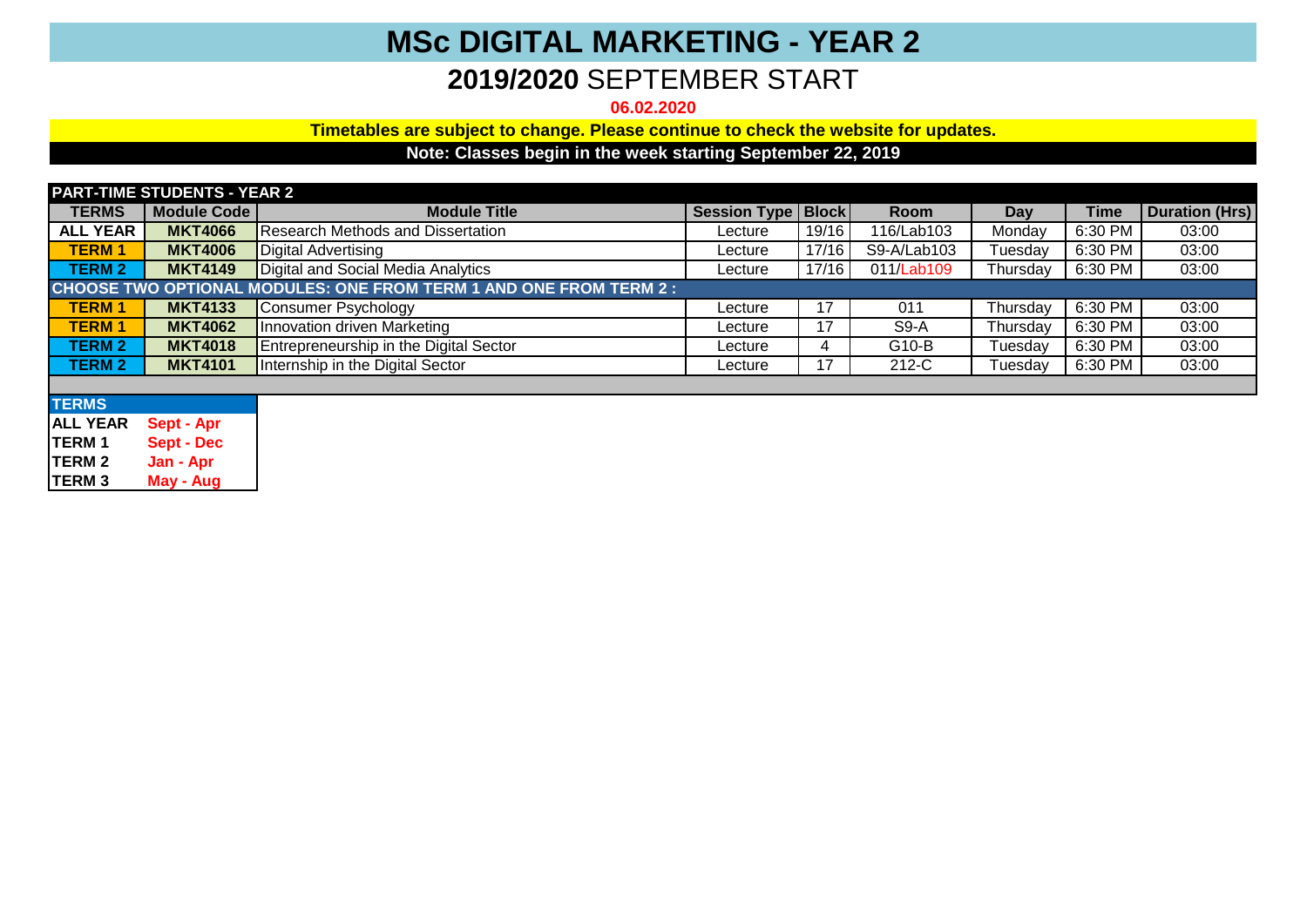# MSc DIGITAL MARKETING - YEAR 2

## 2019/2020 SEPTEMBER START

**06.02.2020**

**Timetables are subject to change. Please continue to check the website for updates.**

**Note: Classes begin in the week starting September 22, 2019**

| PART-TIME STUDENTS - YEAR 2 | | | | | | | | | |
|---|---|---|---|---|---|---|---|---|---|
| **TERMS** | **Module Code** | **Module Title** | **Session Type** | **Block** | **Room** | **Day** | **Time** | **Duration (Hrs)** |
| **ALL YEAR** | **MKT4066** | Research Methods and Dissertation | Lecture | 19/16 | 116/Lab103 | Monday | 6:30 PM | 03:00 |
| **TERM 1** | **MKT4006** | Digital Advertising | Lecture | 17/16 | S9-A/Lab103 | Tuesday | 6:30 PM | 03:00 |
| **TERM 2** | **MKT4149** | Digital and Social Media Analytics | Lecture | 17/16 | 011/Lab109 | Thursday | 6:30 PM | 03:00 |
| **CHOOSE TWO OPTIONAL MODULES: ONE FROM TERM 1 AND ONE FROM TERM 2 :** | | | | | | | | |
| **TERM 1** | **MKT4133** | Consumer Psychology | Lecture | 17 | 011 | Thursday | 6:30 PM | 03:00 |
| **TERM 1** | **MKT4062** | Innovation driven Marketing | Lecture | 17 | S9-A | Thursday | 6:30 PM | 03:00 |
| **TERM 2** | **MKT4018** | Entrepreneurship in the Digital Sector | Lecture | 4 | G10-B | Tuesday | 6:30 PM | 03:00 |
| **TERM 2** | **MKT4101** | Internship in the Digital Sector | Lecture | 17 | 212-C | Tuesday | 6:30 PM | 03:00 |

| TERMS | |
|---|---|
| **ALL YEAR** | **Sept - Apr** |
| **TERM 1** | **Sept - Dec** |
| **TERM 2** | **Jan - Apr** |
| **TERM 3** | **May - Aug** |